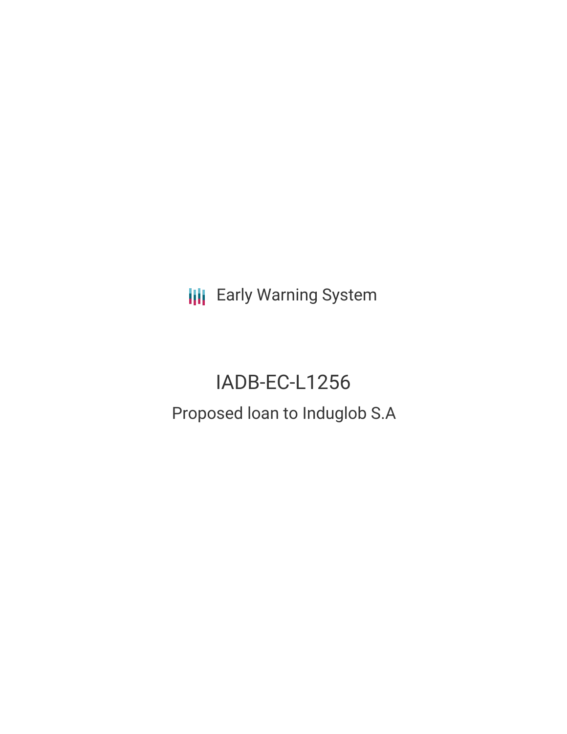Early Warning System

# IADB-EC-L1256

## Proposed loan to Induglob S.A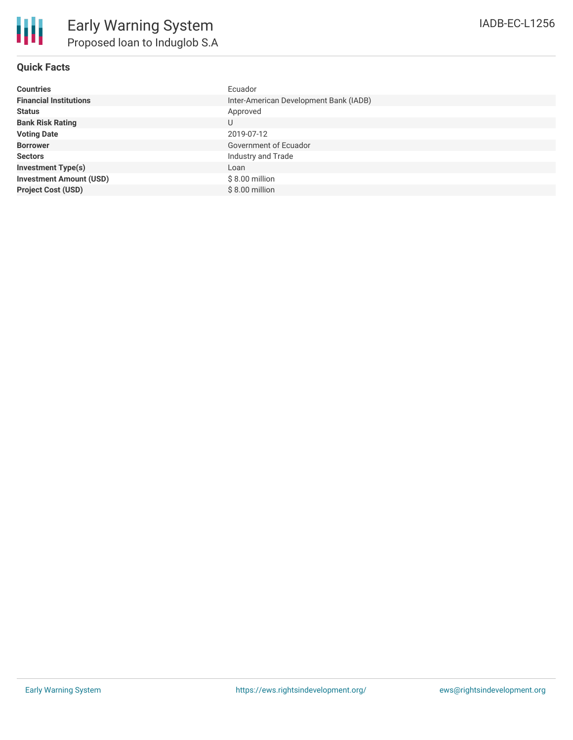# Early Warning System

## Proposed loan to Induglob S.A

IADB-EC-L1256

### Quick Facts

| | |
|---|---|
| **Countries** | Ecuador |
| **Financial Institutions** | Inter-American Development Bank (IADB) |
| **Status** | Approved |
| **Bank Risk Rating** | U |
| **Voting Date** | 2019-07-12 |
| **Borrower** | Government of Ecuador |
| **Sectors** | Industry and Trade |
| **Investment Type(s)** | Loan |
| **Investment Amount (USD)** | $ 8.00 million |
| **Project Cost (USD)** | $ 8.00 million |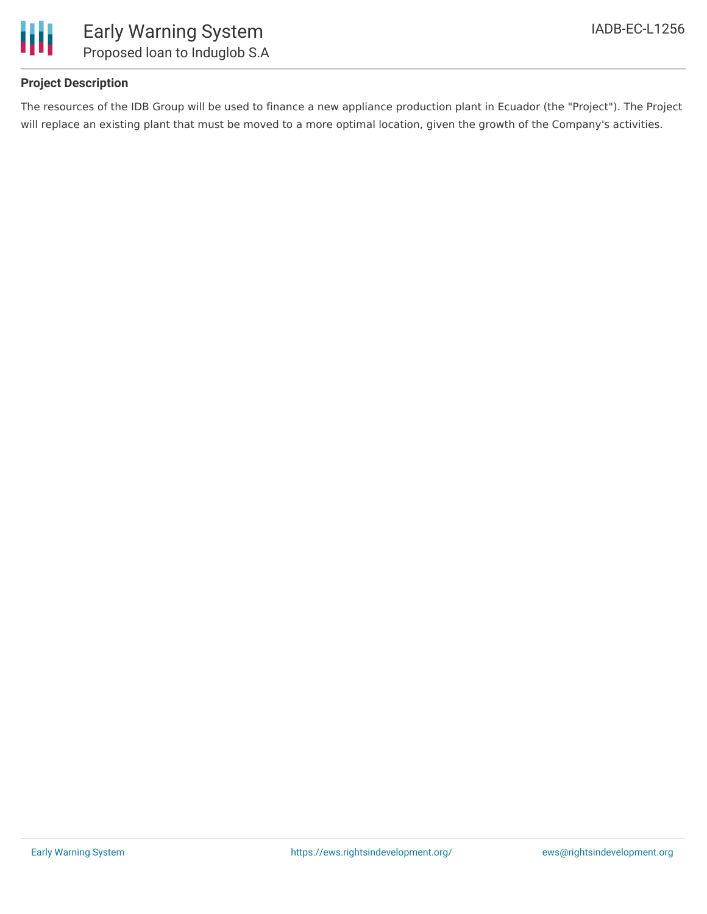**Project Description**

The resources of the IDB Group will be used to finance a new appliance production plant in Ecuador (the "Project"). The Project will replace an existing plant that must be moved to a more optimal location, given the growth of the Company's activities.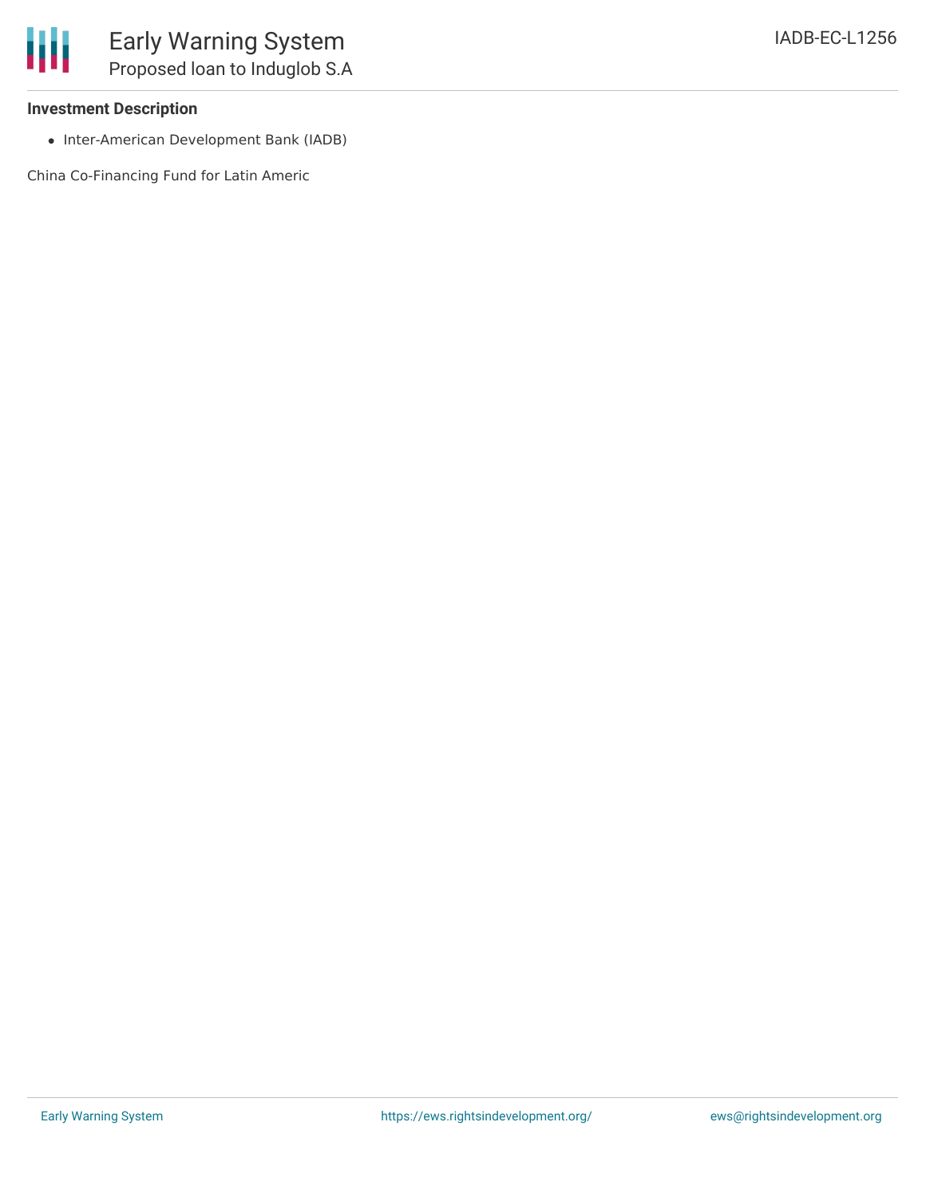**Investment Description**

- Inter-American Development Bank (IADB)

China Co-Financing Fund for Latin Americ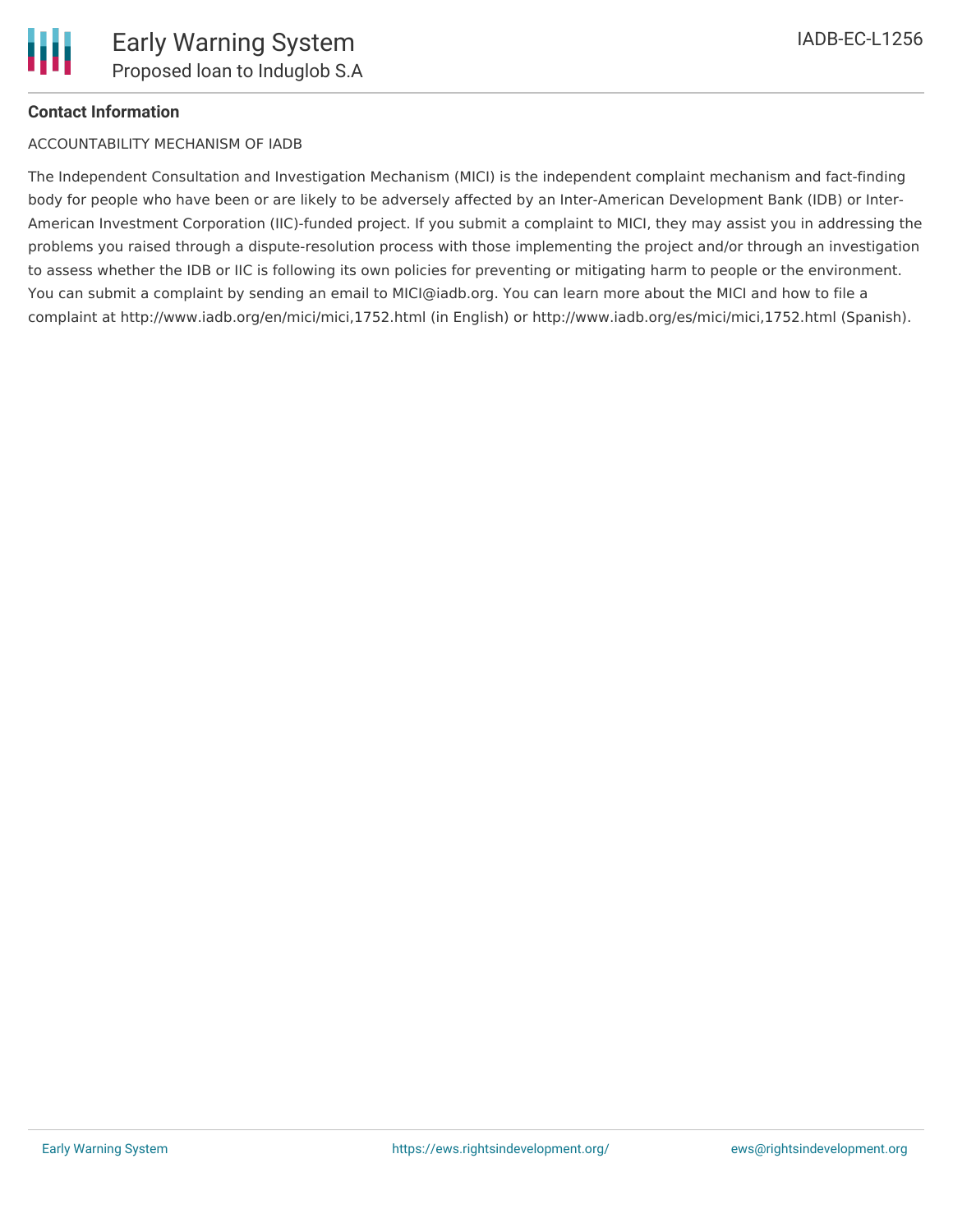**Contact Information**

ACCOUNTABILITY MECHANISM OF IADB

The Independent Consultation and Investigation Mechanism (MICI) is the independent complaint mechanism and fact-finding body for people who have been or are likely to be adversely affected by an Inter-American Development Bank (IDB) or Inter-American Investment Corporation (IIC)-funded project. If you submit a complaint to MICI, they may assist you in addressing the problems you raised through a dispute-resolution process with those implementing the project and/or through an investigation to assess whether the IDB or IIC is following its own policies for preventing or mitigating harm to people or the environment. You can submit a complaint by sending an email to MICI@iadb.org. You can learn more about the MICI and how to file a complaint at http://www.iadb.org/en/mici/mici,1752.html (in English) or http://www.iadb.org/es/mici/mici,1752.html (Spanish).